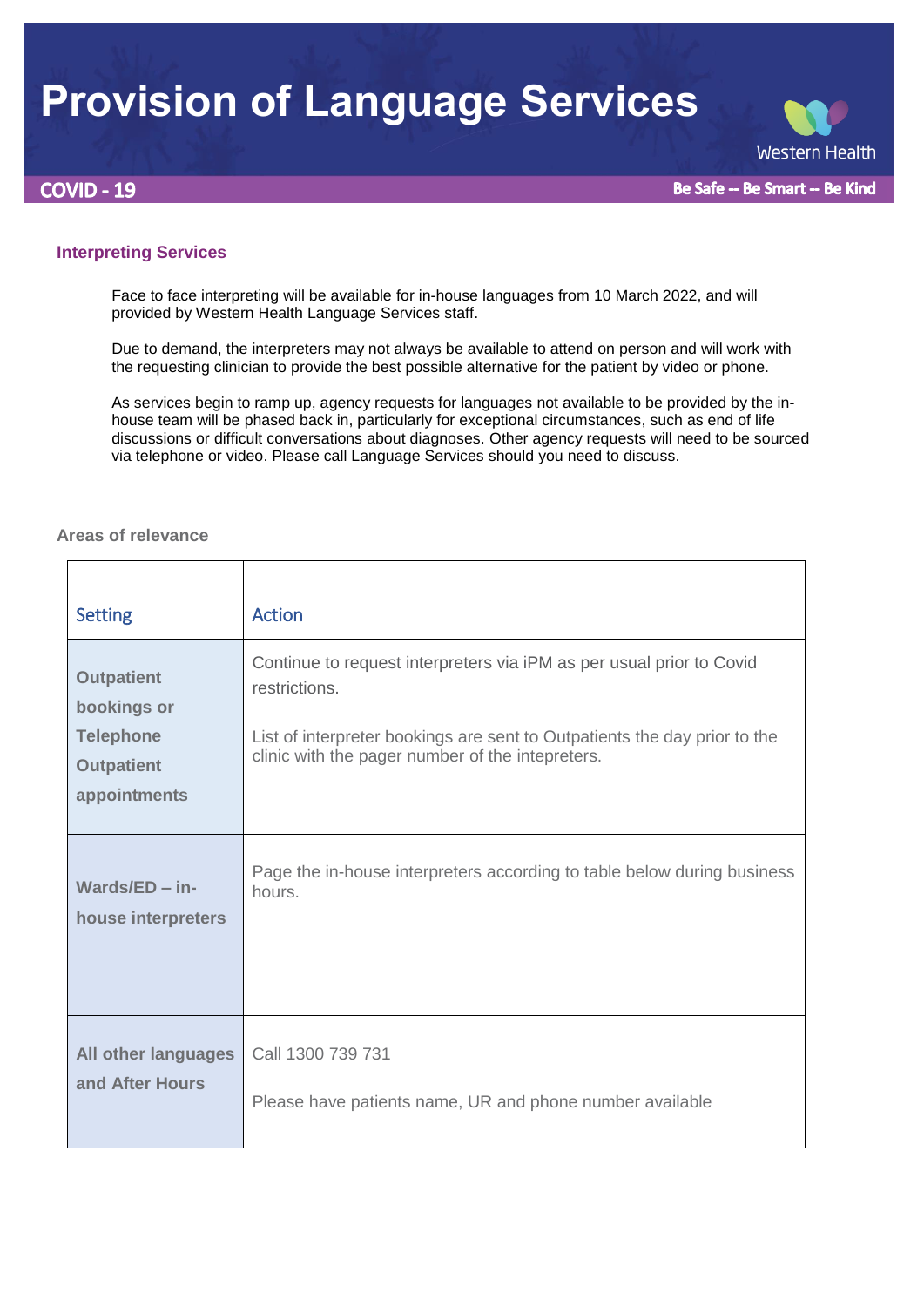# Provision of Language Services

**COVID - 19**

Western Health

**Be Safe -- Be Smart -- Be Kind**

## Interpreting Services

Face to face interpreting will be available for in-house languages from 10 March 2022, and will provided by Western Health Language Services staff.

Due to demand, the interpreters may not always be available to attend on person and will work with the requesting clinician to provide the best possible alternative for the patient by video or phone.

As services begin to ramp up, agency requests for languages not available to be provided by the in-house team will be phased back in, particularly for exceptional circumstances, such as end of life discussions or difficult conversations about diagnoses. Other agency requests will need to be sourced via telephone or video. Please call Language Services should you need to discuss.

### Areas of relevance

| Setting | Action |
|---|---|
| **Outpatient bookings or Telephone Outpatient appointments** | Continue to request interpreters via iPM as per usual prior to Covid restrictions.<br><br>List of interpreter bookings are sent to Outpatients the day prior to the clinic with the pager number of the intepreters. |
| **Wards/ED – in-house interpreters** | Page the in-house interpreters according to table below during business hours. |
| **All other languages and After Hours** | Call 1300 739 731<br><br>Please have patients name, UR and phone number available |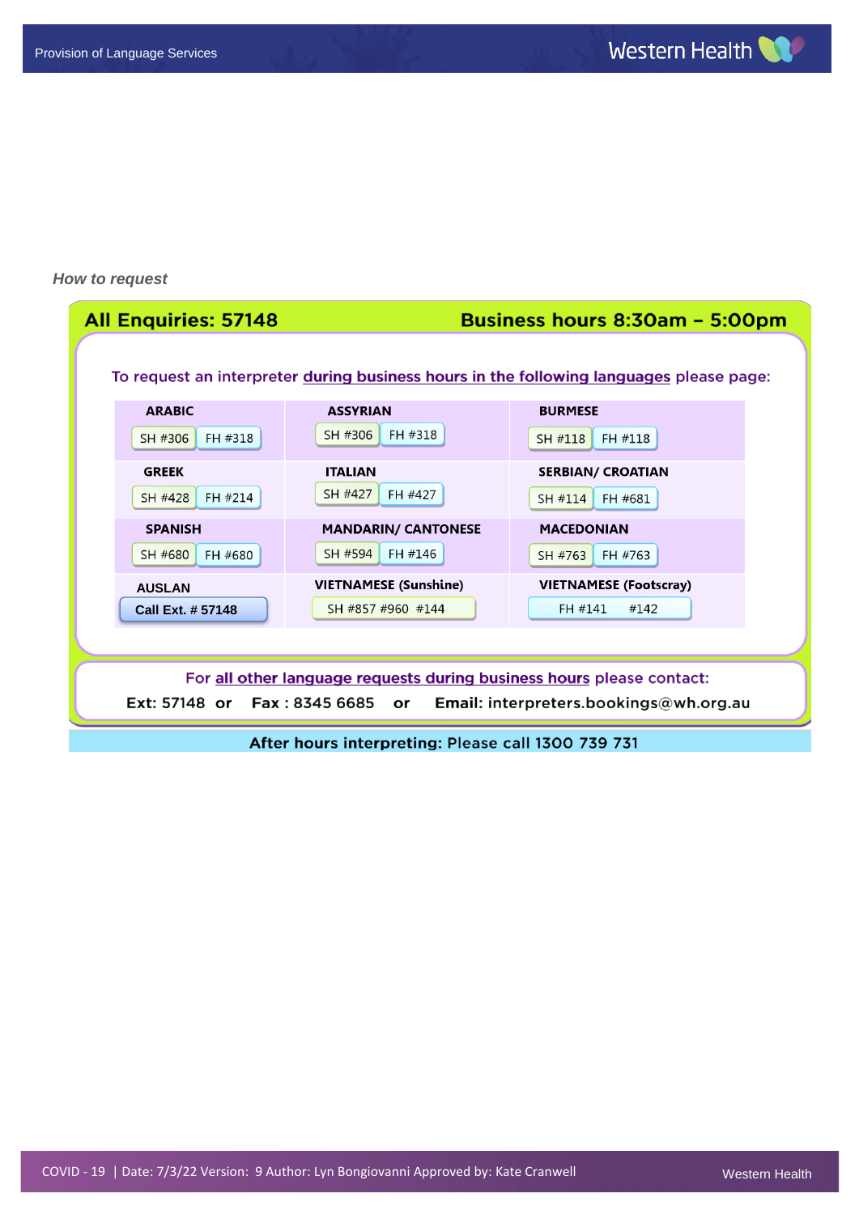*How to request*

**All Enquiries: 57148** **Business hours 8:30am – 5:00pm**

To request an interpreter during business hours in the following languages please page:

| | | |
|---|---|---|
| **ARABIC**<br>SH #306 FH #318 | **ASSYRIAN**<br>SH #306 FH #318 | **BURMESE**<br>SH #118 FH #118 |
| **GREEK**<br>SH #428 FH #214 | **ITALIAN**<br>SH #427 FH #427 | **SERBIAN/ CROATIAN**<br>SH #114 FH #681 |
| **SPANISH**<br>SH #680 FH #680 | **MANDARIN/ CANTONESE**<br>SH #594 FH #146 | **MACEDONIAN**<br>SH #763 FH #763 |
| **AUSLAN**<br>**Call Ext. # 57148** | **VIETNAMESE (Sunshine)**<br>SH #857 #960 #144 | **VIETNAMESE (Footscray)**<br>FH #141 #142 |

For all other language requests during business hours please contact:

**Ext: 57148 or Fax : 8345 6685 or Email: interpreters.bookings@wh.org.au**

**After hours interpreting: Please call 1300 739 731**